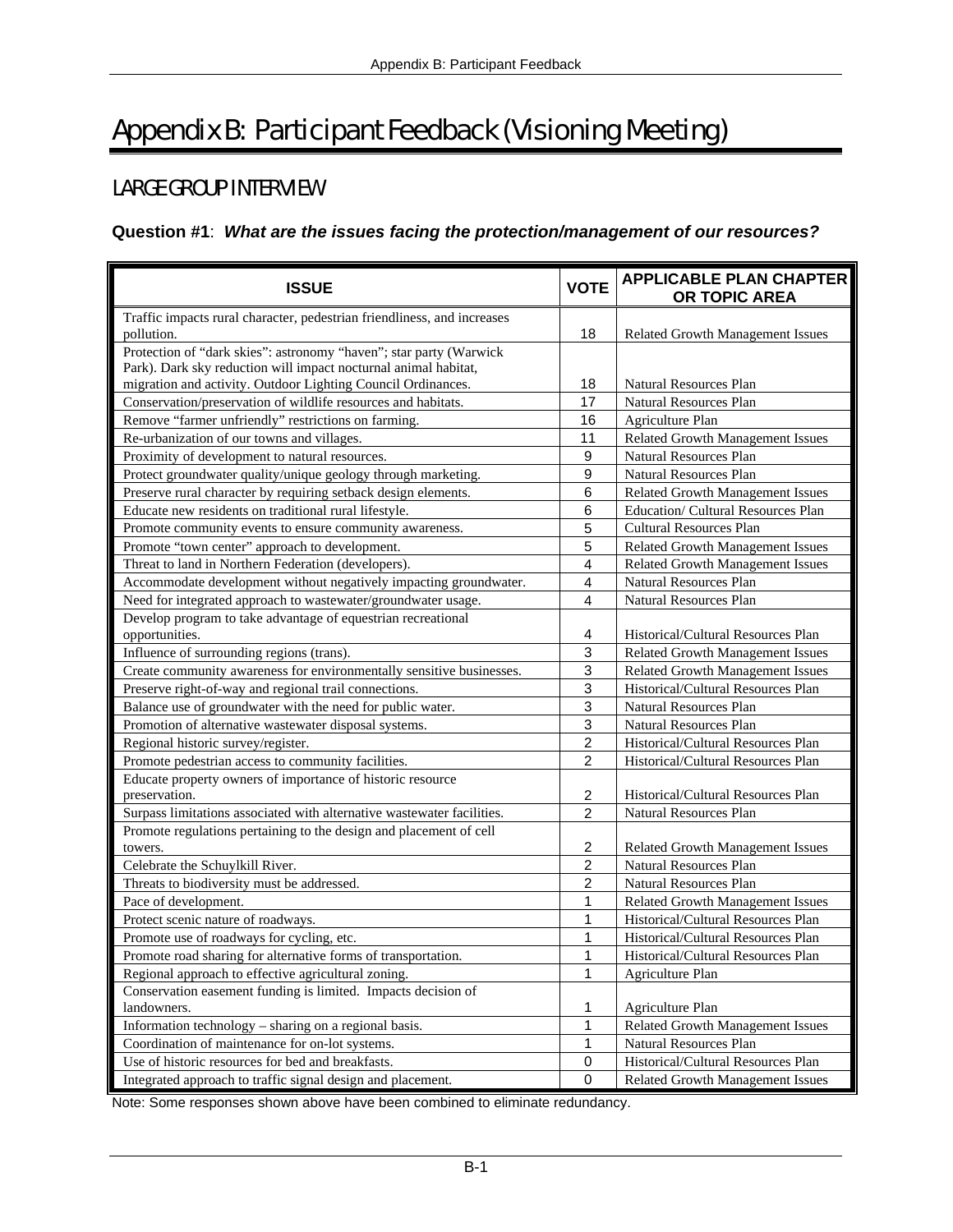# Appendix B: Participant Feedback (Visioning Meeting)

## LARGE GROUP INTERVIEW

**Question #1**: ***What are the issues facing the protection/management of our resources?***

| ISSUE | VOTE | APPLICABLE PLAN CHAPTER OR TOPIC AREA |
|---|---|---|
| Traffic impacts rural character, pedestrian friendliness, and increases pollution. | 18 | Related Growth Management Issues |
| Protection of "dark skies": astronomy "haven"; star party (Warwick Park). Dark sky reduction will impact nocturnal animal habitat, migration and activity. Outdoor Lighting Council Ordinances. | 18 | Natural Resources Plan |
| Conservation/preservation of wildlife resources and habitats. | 17 | Natural Resources Plan |
| Remove "farmer unfriendly" restrictions on farming. | 16 | Agriculture Plan |
| Re-urbanization of our towns and villages. | 11 | Related Growth Management Issues |
| Proximity of development to natural resources. | 9 | Natural Resources Plan |
| Protect groundwater quality/unique geology through marketing. | 9 | Natural Resources Plan |
| Preserve rural character by requiring setback design elements. | 6 | Related Growth Management Issues |
| Educate new residents on traditional rural lifestyle. | 6 | Education/ Cultural Resources Plan |
| Promote community events to ensure community awareness. | 5 | Cultural Resources Plan |
| Promote "town center" approach to development. | 5 | Related Growth Management Issues |
| Threat to land in Northern Federation (developers). | 4 | Related Growth Management Issues |
| Accommodate development without negatively impacting groundwater. | 4 | Natural Resources Plan |
| Need for integrated approach to wastewater/groundwater usage. | 4 | Natural Resources Plan |
| Develop program to take advantage of equestrian recreational opportunities. | 4 | Historical/Cultural Resources Plan |
| Influence of surrounding regions (trans). | 3 | Related Growth Management Issues |
| Create community awareness for environmentally sensitive businesses. | 3 | Related Growth Management Issues |
| Preserve right-of-way and regional trail connections. | 3 | Historical/Cultural Resources Plan |
| Balance use of groundwater with the need for public water. | 3 | Natural Resources Plan |
| Promotion of alternative wastewater disposal systems. | 3 | Natural Resources Plan |
| Regional historic survey/register. | 2 | Historical/Cultural Resources Plan |
| Promote pedestrian access to community facilities. | 2 | Historical/Cultural Resources Plan |
| Educate property owners of importance of historic resource preservation. | 2 | Historical/Cultural Resources Plan |
| Surpass limitations associated with alternative wastewater facilities. | 2 | Natural Resources Plan |
| Promote regulations pertaining to the design and placement of cell towers. | 2 | Related Growth Management Issues |
| Celebrate the Schuylkill River. | 2 | Natural Resources Plan |
| Threats to biodiversity must be addressed. | 2 | Natural Resources Plan |
| Pace of development. | 1 | Related Growth Management Issues |
| Protect scenic nature of roadways. | 1 | Historical/Cultural Resources Plan |
| Promote use of roadways for cycling, etc. | 1 | Historical/Cultural Resources Plan |
| Promote road sharing for alternative forms of transportation. | 1 | Historical/Cultural Resources Plan |
| Regional approach to effective agricultural zoning. | 1 | Agriculture Plan |
| Conservation easement funding is limited. Impacts decision of landowners. | 1 | Agriculture Plan |
| Information technology – sharing on a regional basis. | 1 | Related Growth Management Issues |
| Coordination of maintenance for on-lot systems. | 1 | Natural Resources Plan |
| Use of historic resources for bed and breakfasts. | 0 | Historical/Cultural Resources Plan |
| Integrated approach to traffic signal design and placement. | 0 | Related Growth Management Issues |

Note: Some responses shown above have been combined to eliminate redundancy.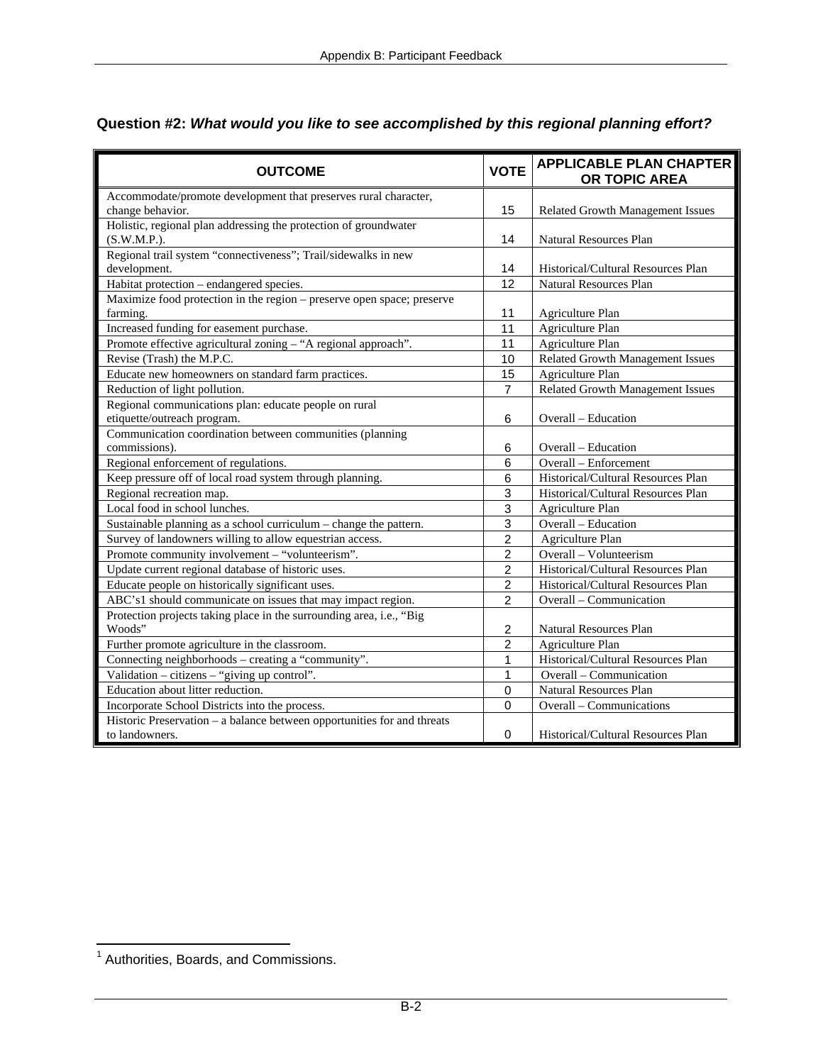**Question #2:** ***What would you like to see accomplished by this regional planning effort?***

| OUTCOME | VOTE | APPLICABLE PLAN CHAPTER OR TOPIC AREA |
|---|---|---|
| Accommodate/promote development that preserves rural character, change behavior. | 15 | Related Growth Management Issues |
| Holistic, regional plan addressing the protection of groundwater (S.W.M.P.). | 14 | Natural Resources Plan |
| Regional trail system "connectiveness"; Trail/sidewalks in new development. | 14 | Historical/Cultural Resources Plan |
| Habitat protection – endangered species. | 12 | Natural Resources Plan |
| Maximize food protection in the region – preserve open space; preserve farming. | 11 | Agriculture Plan |
| Increased funding for easement purchase. | 11 | Agriculture Plan |
| Promote effective agricultural zoning – "A regional approach". | 11 | Agriculture Plan |
| Revise (Trash) the M.P.C. | 10 | Related Growth Management Issues |
| Educate new homeowners on standard farm practices. | 15 | Agriculture Plan |
| Reduction of light pollution. | 7 | Related Growth Management Issues |
| Regional communications plan: educate people on rural etiquette/outreach program. | 6 | Overall – Education |
| Communication coordination between communities (planning commissions). | 6 | Overall – Education |
| Regional enforcement of regulations. | 6 | Overall – Enforcement |
| Keep pressure off of local road system through planning. | 6 | Historical/Cultural Resources Plan |
| Regional recreation map. | 3 | Historical/Cultural Resources Plan |
| Local food in school lunches. | 3 | Agriculture Plan |
| Sustainable planning as a school curriculum – change the pattern. | 3 | Overall – Education |
| Survey of landowners willing to allow equestrian access. | 2 | Agriculture Plan |
| Promote community involvement – "volunteerism". | 2 | Overall – Volunteerism |
| Update current regional database of historic uses. | 2 | Historical/Cultural Resources Plan |
| Educate people on historically significant uses. | 2 | Historical/Cultural Resources Plan |
| ABC's[1] should communicate on issues that may impact region. | 2 | Overall – Communication |
| Protection projects taking place in the surrounding area, i.e., "Big Woods" | 2 | Natural Resources Plan |
| Further promote agriculture in the classroom. | 2 | Agriculture Plan |
| Connecting neighborhoods – creating a "community". | 1 | Historical/Cultural Resources Plan |
| Validation – citizens – "giving up control". | 1 | Overall – Communication |
| Education about litter reduction. | 0 | Natural Resources Plan |
| Incorporate School Districts into the process. | 0 | Overall – Communications |
| Historic Preservation – a balance between opportunities for and threats to landowners. | 0 | Historical/Cultural Resources Plan |

[1] Authorities, Boards, and Commissions.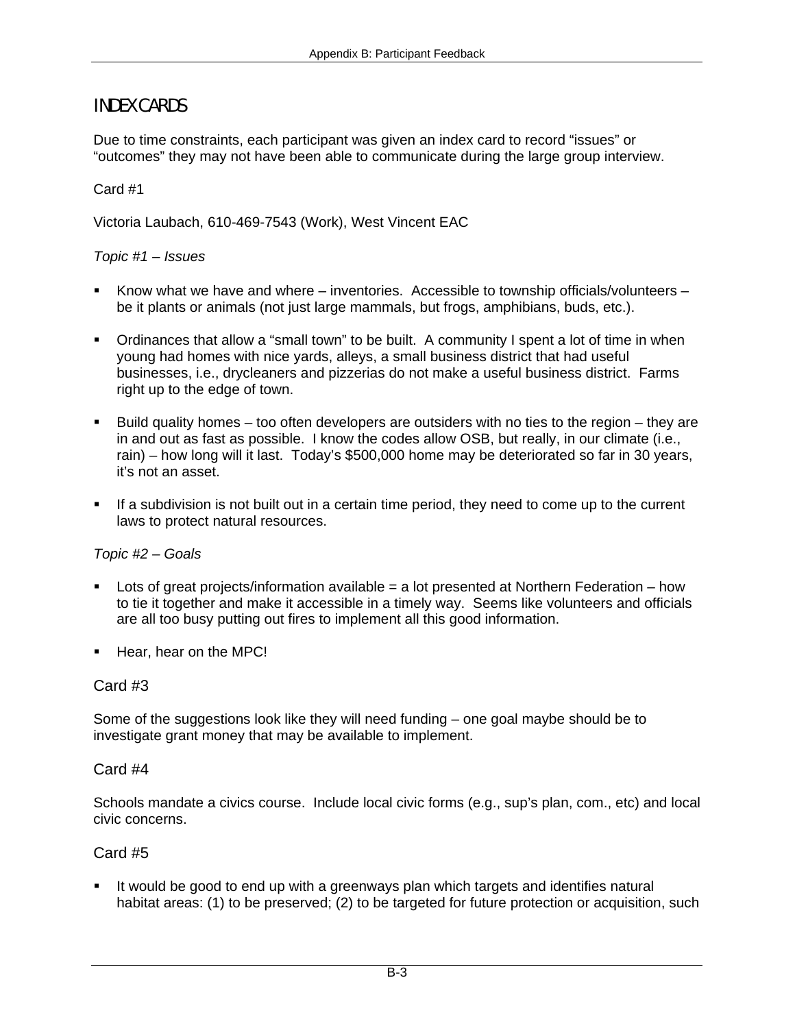## INDEX CARDS

Due to time constraints, each participant was given an index card to record "issues" or "outcomes" they may not have been able to communicate during the large group interview.

Card #1

Victoria Laubach, 610-469-7543 (Work), West Vincent EAC

*Topic #1 – Issues*

- Know what we have and where – inventories. Accessible to township officials/volunteers – be it plants or animals (not just large mammals, but frogs, amphibians, buds, etc.).
- Ordinances that allow a "small town" to be built. A community I spent a lot of time in when young had homes with nice yards, alleys, a small business district that had useful businesses, i.e., drycleaners and pizzerias do not make a useful business district. Farms right up to the edge of town.
- Build quality homes – too often developers are outsiders with no ties to the region – they are in and out as fast as possible. I know the codes allow OSB, but really, in our climate (i.e., rain) – how long will it last. Today's $500,000 home may be deteriorated so far in 30 years, it's not an asset.
- If a subdivision is not built out in a certain time period, they need to come up to the current laws to protect natural resources.

*Topic #2 – Goals*

- Lots of great projects/information available = a lot presented at Northern Federation – how to tie it together and make it accessible in a timely way. Seems like volunteers and officials are all too busy putting out fires to implement all this good information.
- Hear, hear on the MPC!

### Card #3

Some of the suggestions look like they will need funding – one goal maybe should be to investigate grant money that may be available to implement.

### Card #4

Schools mandate a civics course. Include local civic forms (e.g., sup's plan, com., etc) and local civic concerns.

### Card #5

- It would be good to end up with a greenways plan which targets and identifies natural habitat areas: (1) to be preserved; (2) to be targeted for future protection or acquisition, such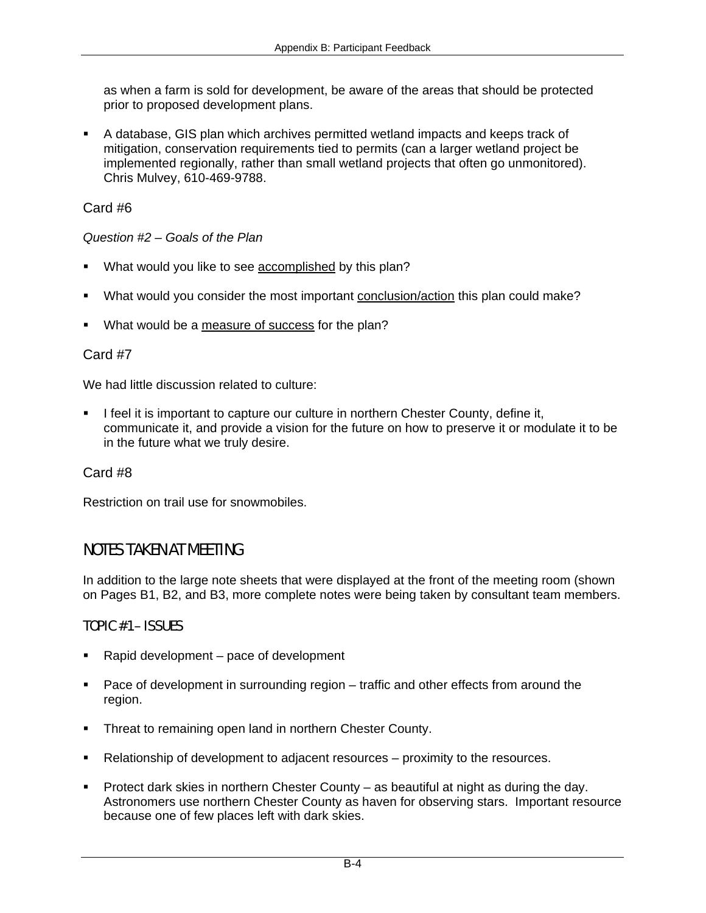as when a farm is sold for development, be aware of the areas that should be protected prior to proposed development plans.

- A database, GIS plan which archives permitted wetland impacts and keeps track of mitigation, conservation requirements tied to permits (can a larger wetland project be implemented regionally, rather than small wetland projects that often go unmonitored). Chris Mulvey, 610-469-9788.

Card #6

*Question #2 – Goals of the Plan*

- What would you like to see accomplished by this plan?
- What would you consider the most important conclusion/action this plan could make?
- What would be a measure of success for the plan?

Card #7

We had little discussion related to culture:

- I feel it is important to capture our culture in northern Chester County, define it, communicate it, and provide a vision for the future on how to preserve it or modulate it to be in the future what we truly desire.

Card #8

Restriction on trail use for snowmobiles.

## NOTES TAKEN AT MEETING

In addition to the large note sheets that were displayed at the front of the meeting room (shown on Pages B1, B2, and B3, more complete notes were being taken by consultant team members.

### TOPIC #1 – ISSUES

- Rapid development – pace of development
- Pace of development in surrounding region – traffic and other effects from around the region.
- Threat to remaining open land in northern Chester County.
- Relationship of development to adjacent resources – proximity to the resources.
- Protect dark skies in northern Chester County – as beautiful at night as during the day. Astronomers use northern Chester County as haven for observing stars. Important resource because one of few places left with dark skies.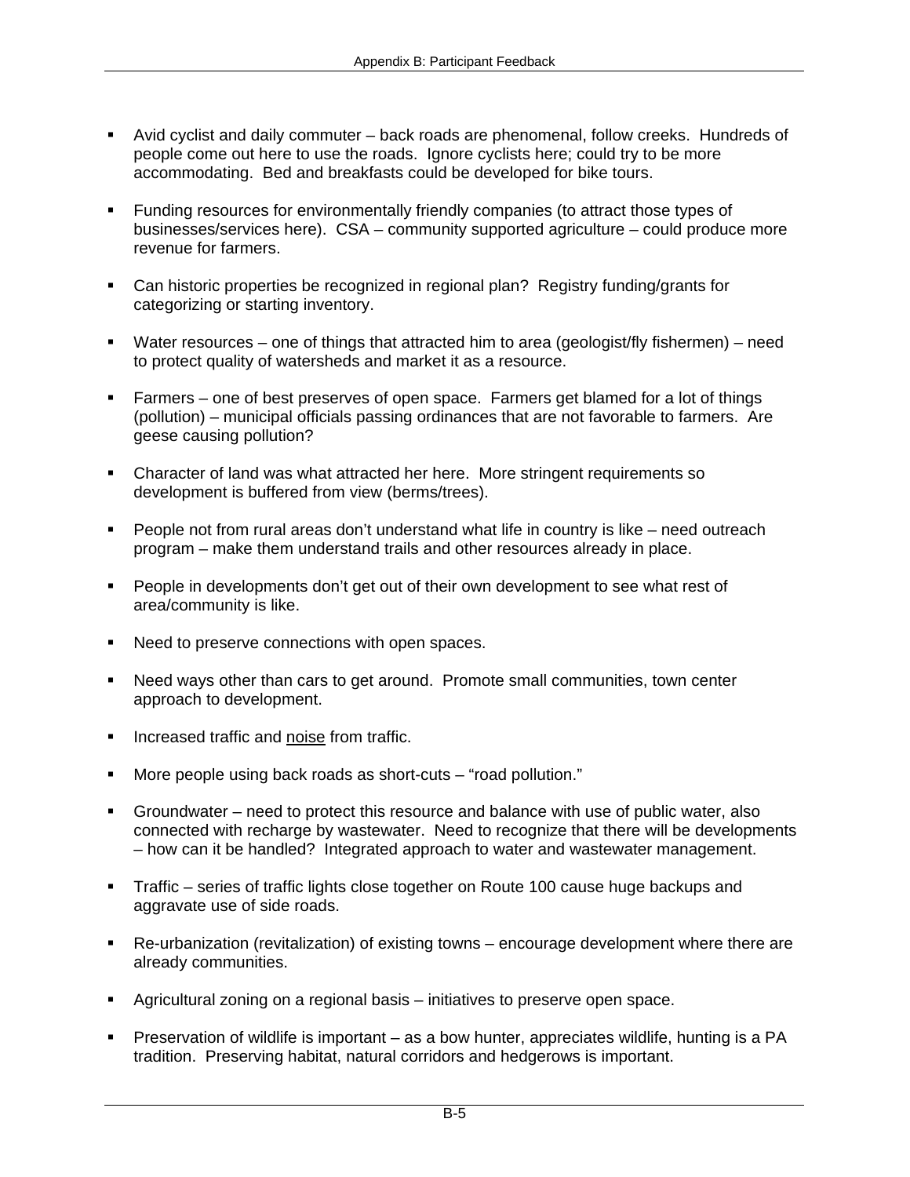- Avid cyclist and daily commuter – back roads are phenomenal, follow creeks. Hundreds of people come out here to use the roads. Ignore cyclists here; could try to be more accommodating. Bed and breakfasts could be developed for bike tours.

- Funding resources for environmentally friendly companies (to attract those types of businesses/services here). CSA – community supported agriculture – could produce more revenue for farmers.

- Can historic properties be recognized in regional plan? Registry funding/grants for categorizing or starting inventory.

- Water resources – one of things that attracted him to area (geologist/fly fishermen) – need to protect quality of watersheds and market it as a resource.

- Farmers – one of best preserves of open space. Farmers get blamed for a lot of things (pollution) – municipal officials passing ordinances that are not favorable to farmers. Are geese causing pollution?

- Character of land was what attracted her here. More stringent requirements so development is buffered from view (berms/trees).

- People not from rural areas don't understand what life in country is like – need outreach program – make them understand trails and other resources already in place.

- People in developments don't get out of their own development to see what rest of area/community is like.

- Need to preserve connections with open spaces.

- Need ways other than cars to get around. Promote small communities, town center approach to development.

- Increased traffic and <u>noise</u> from traffic.

- More people using back roads as short-cuts – "road pollution."

- Groundwater – need to protect this resource and balance with use of public water, also connected with recharge by wastewater. Need to recognize that there will be developments – how can it be handled? Integrated approach to water and wastewater management.

- Traffic – series of traffic lights close together on Route 100 cause huge backups and aggravate use of side roads.

- Re-urbanization (revitalization) of existing towns – encourage development where there are already communities.

- Agricultural zoning on a regional basis – initiatives to preserve open space.

- Preservation of wildlife is important – as a bow hunter, appreciates wildlife, hunting is a PA tradition. Preserving habitat, natural corridors and hedgerows is important.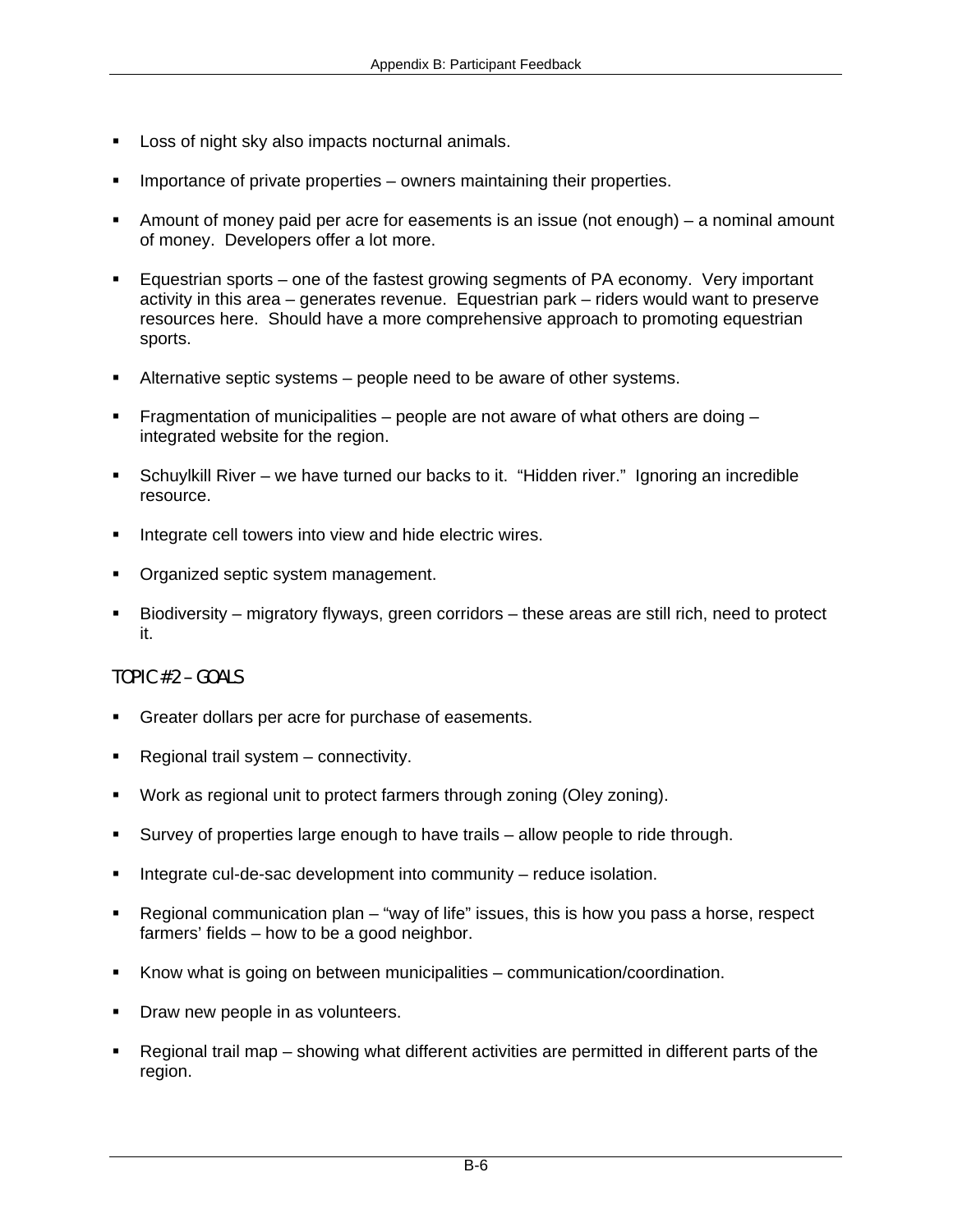- Loss of night sky also impacts nocturnal animals.
- Importance of private properties – owners maintaining their properties.
- Amount of money paid per acre for easements is an issue (not enough) – a nominal amount of money. Developers offer a lot more.
- Equestrian sports – one of the fastest growing segments of PA economy. Very important activity in this area – generates revenue. Equestrian park – riders would want to preserve resources here. Should have a more comprehensive approach to promoting equestrian sports.
- Alternative septic systems – people need to be aware of other systems.
- Fragmentation of municipalities – people are not aware of what others are doing – integrated website for the region.
- Schuylkill River – we have turned our backs to it. "Hidden river." Ignoring an incredible resource.
- Integrate cell towers into view and hide electric wires.
- Organized septic system management.
- Biodiversity – migratory flyways, green corridors – these areas are still rich, need to protect it.

## TOPIC #2 – GOALS

- Greater dollars per acre for purchase of easements.
- Regional trail system – connectivity.
- Work as regional unit to protect farmers through zoning (Oley zoning).
- Survey of properties large enough to have trails – allow people to ride through.
- Integrate cul-de-sac development into community – reduce isolation.
- Regional communication plan – "way of life" issues, this is how you pass a horse, respect farmers' fields – how to be a good neighbor.
- Know what is going on between municipalities – communication/coordination.
- Draw new people in as volunteers.
- Regional trail map – showing what different activities are permitted in different parts of the region.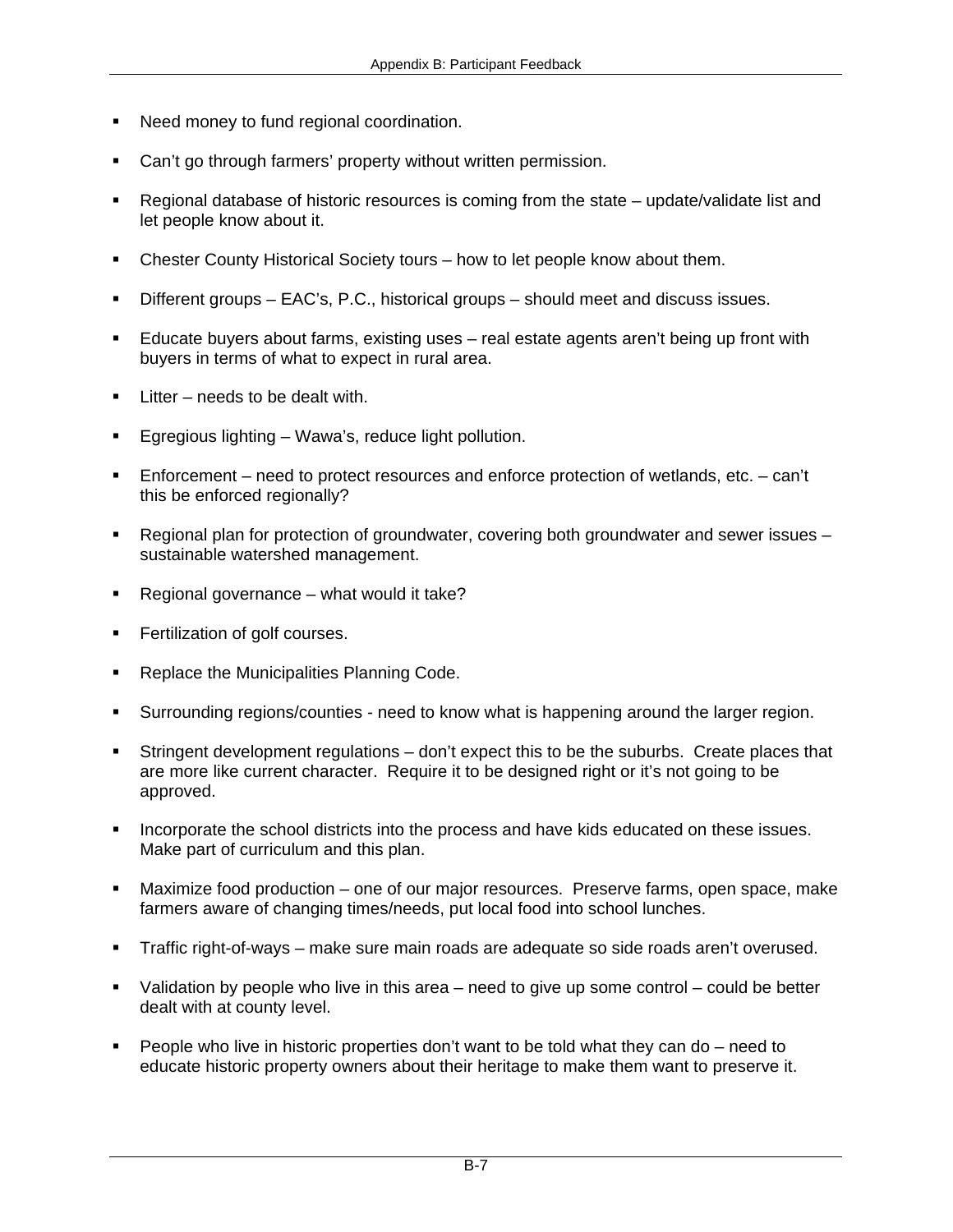- Need money to fund regional coordination.
- Can't go through farmers' property without written permission.
- Regional database of historic resources is coming from the state – update/validate list and let people know about it.
- Chester County Historical Society tours – how to let people know about them.
- Different groups – EAC's, P.C., historical groups – should meet and discuss issues.
- Educate buyers about farms, existing uses – real estate agents aren't being up front with buyers in terms of what to expect in rural area.
- Litter – needs to be dealt with.
- Egregious lighting – Wawa's, reduce light pollution.
- Enforcement – need to protect resources and enforce protection of wetlands, etc. – can't this be enforced regionally?
- Regional plan for protection of groundwater, covering both groundwater and sewer issues – sustainable watershed management.
- Regional governance – what would it take?
- Fertilization of golf courses.
- Replace the Municipalities Planning Code.
- Surrounding regions/counties - need to know what is happening around the larger region.
- Stringent development regulations – don't expect this to be the suburbs. Create places that are more like current character. Require it to be designed right or it's not going to be approved.
- Incorporate the school districts into the process and have kids educated on these issues. Make part of curriculum and this plan.
- Maximize food production – one of our major resources. Preserve farms, open space, make farmers aware of changing times/needs, put local food into school lunches.
- Traffic right-of-ways – make sure main roads are adequate so side roads aren't overused.
- Validation by people who live in this area – need to give up some control – could be better dealt with at county level.
- People who live in historic properties don't want to be told what they can do – need to educate historic property owners about their heritage to make them want to preserve it.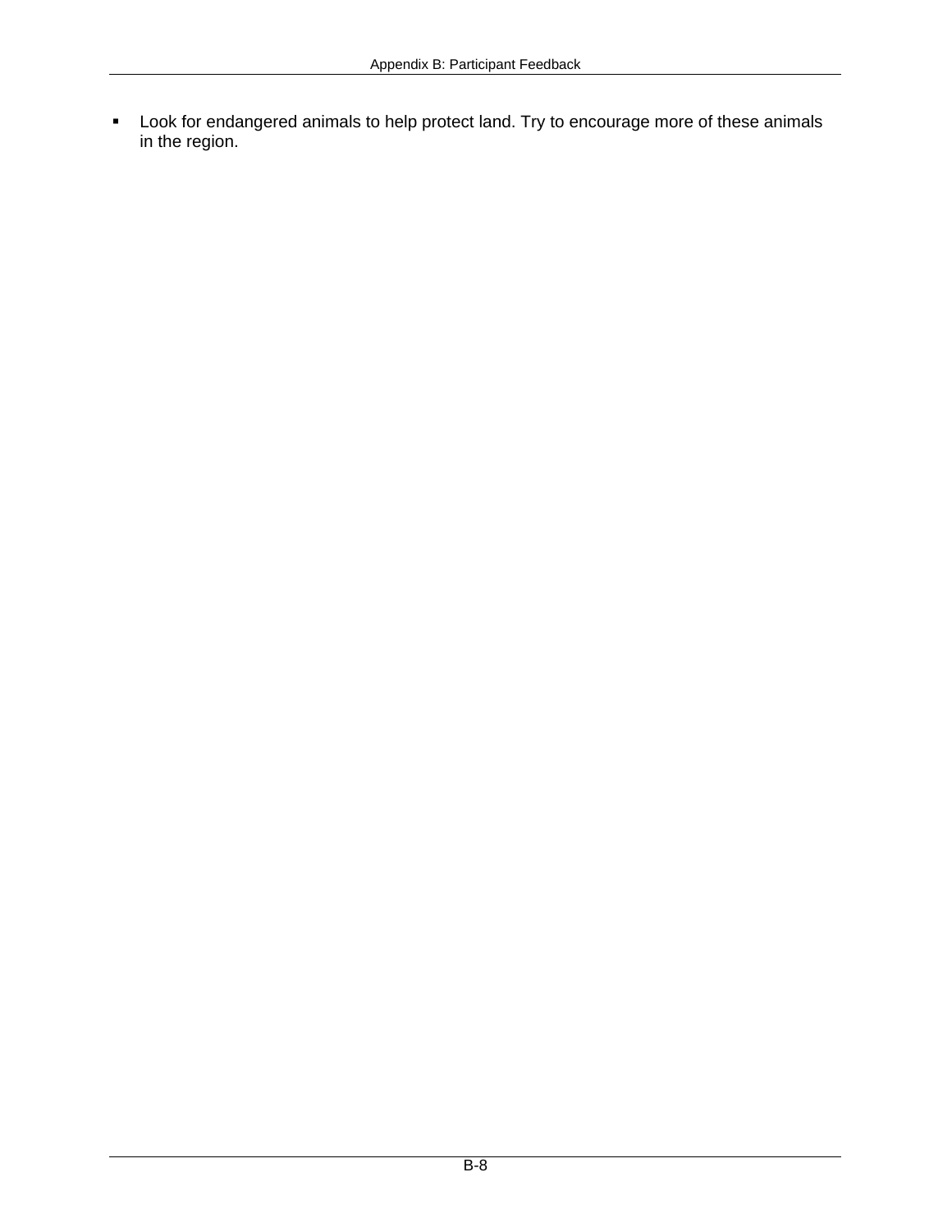- Look for endangered animals to help protect land. Try to encourage more of these animals in the region.